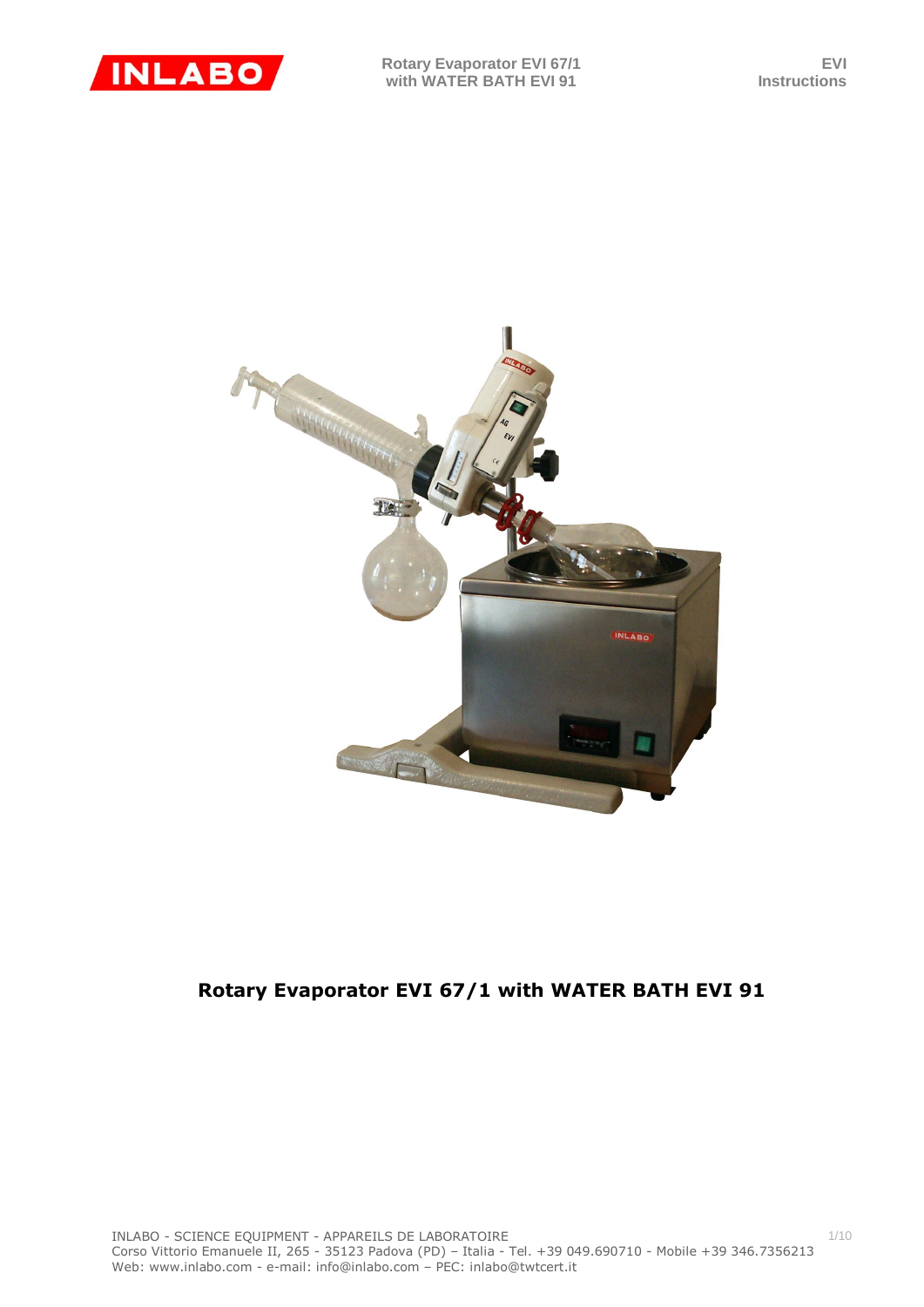# Rotary Evaporator EVI 67/1 with WATER BATH EVI 91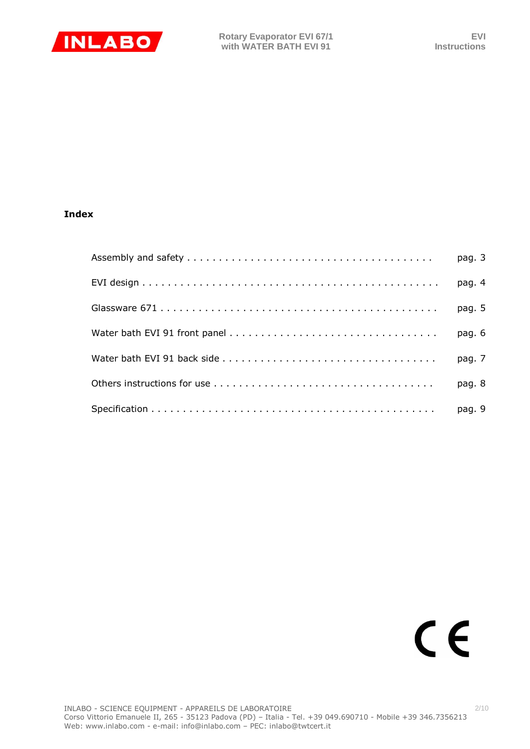## Index

| | |
|---|---|
| Assembly and safety | pag. 3 |
| EVI design | pag. 4 |
| Glassware 671 | pag. 5 |
| Water bath EVI 91 front panel | pag. 6 |
| Water bath EVI 91 back side | pag. 7 |
| Others instructions for use | pag. 8 |
| Specification | pag. 9 |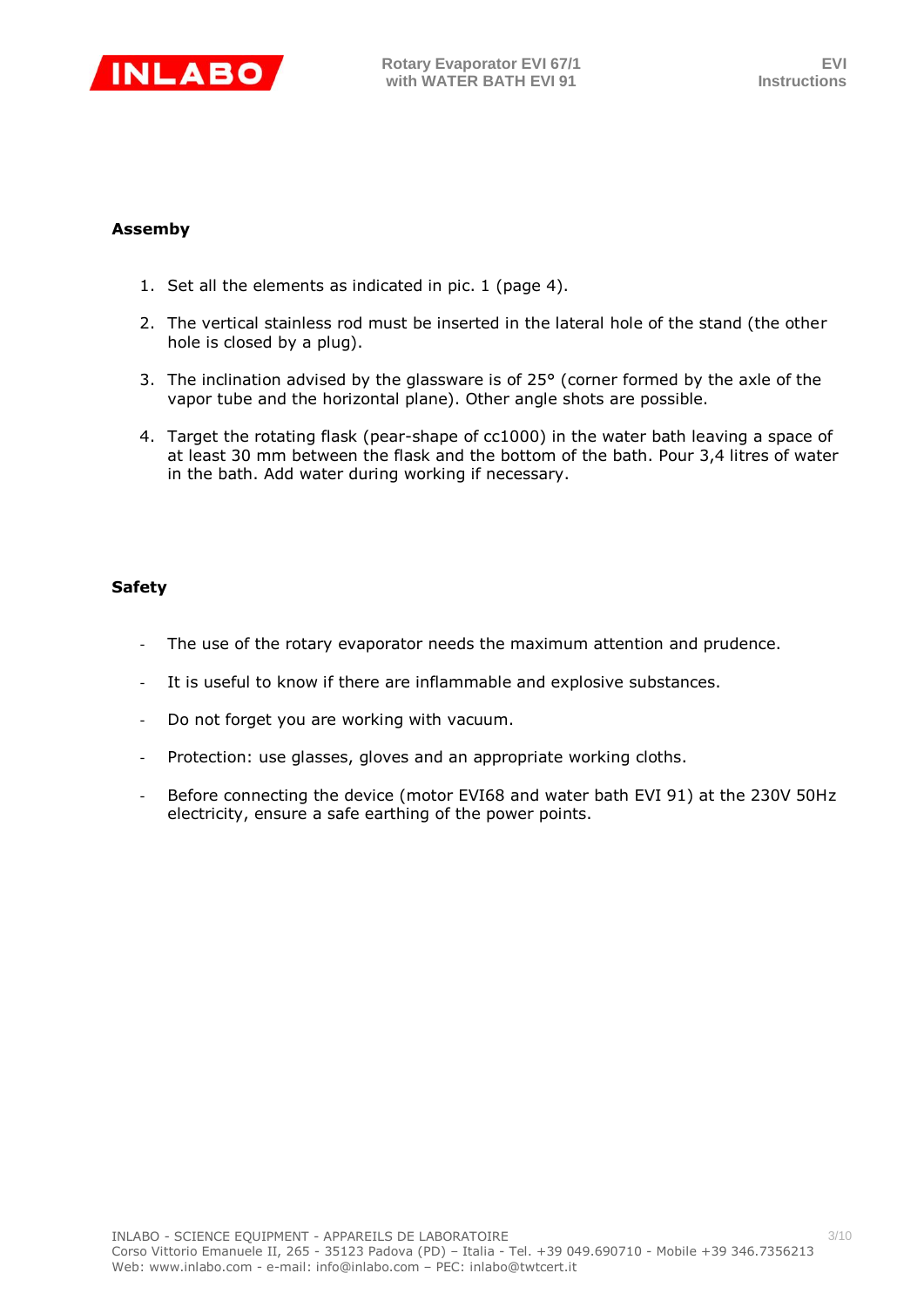**Assemby**

1. Set all the elements as indicated in pic. 1 (page 4).
2. The vertical stainless rod must be inserted in the lateral hole of the stand (the other hole is closed by a plug).
3. The inclination advised by the glassware is of 25° (corner formed by the axle of the vapor tube and the horizontal plane). Other angle shots are possible.
4. Target the rotating flask (pear-shape of cc1000) in the water bath leaving a space of at least 30 mm between the flask and the bottom of the bath. Pour 3,4 litres of water in the bath. Add water during working if necessary.

**Safety**

- The use of the rotary evaporator needs the maximum attention and prudence.
- It is useful to know if there are inflammable and explosive substances.
- Do not forget you are working with vacuum.
- Protection: use glasses, gloves and an appropriate working cloths.
- Before connecting the device (motor EVI68 and water bath EVI 91) at the 230V 50Hz electricity, ensure a safe earthing of the power points.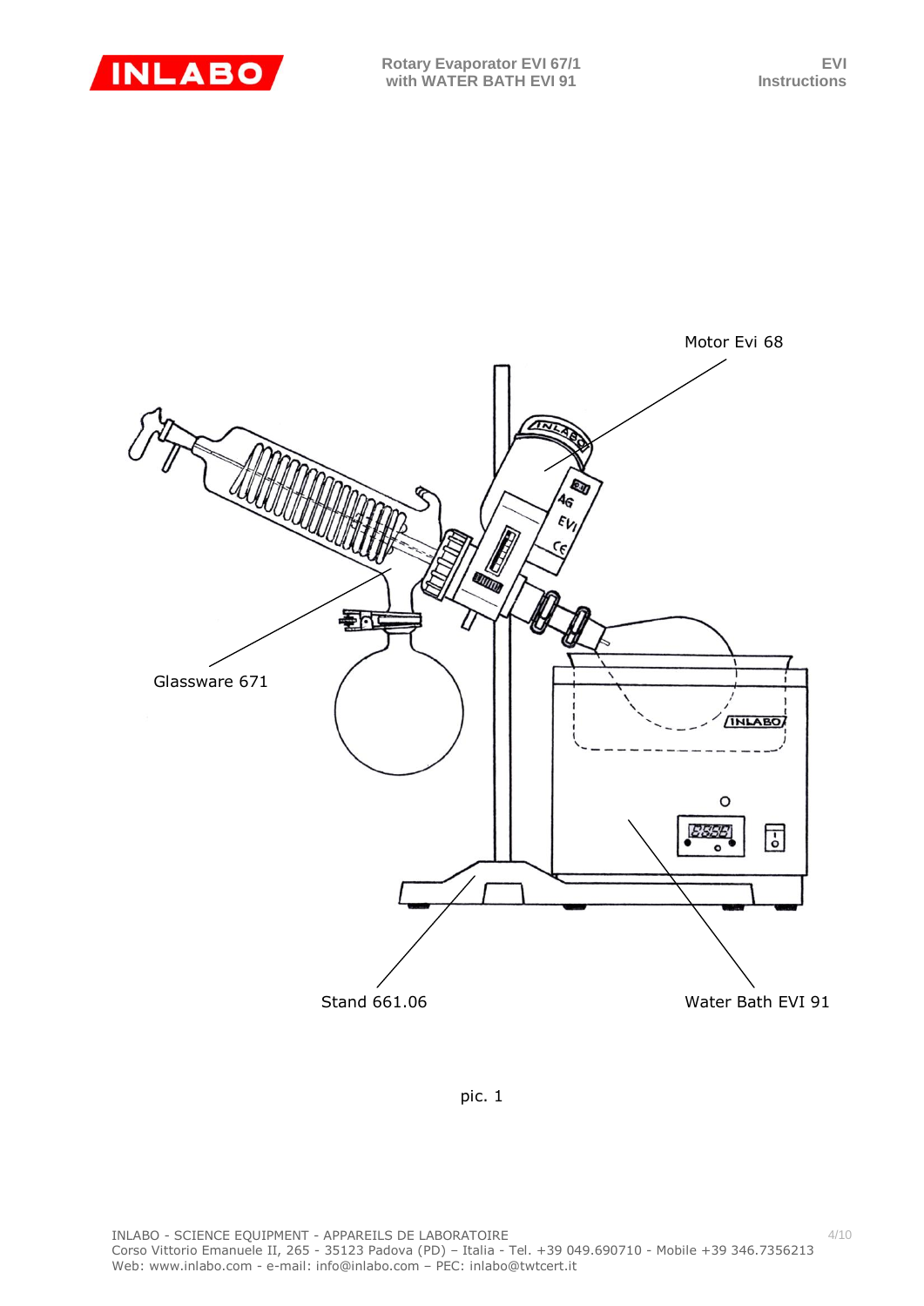Motor Evi 68

Glassware 671

Stand 661.06

Water Bath EVI 91

pic. 1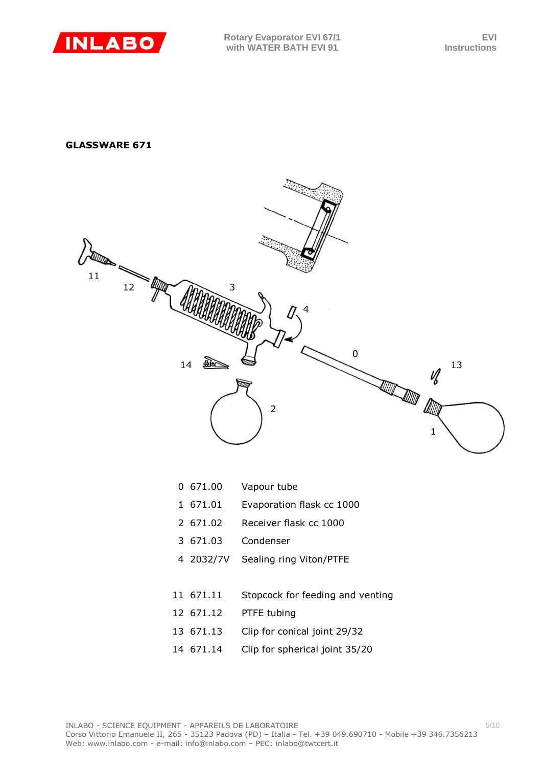**GLASSWARE 671**

| No. | Code | Description |
|---|---|---|
| 0 | 671.00 | Vapour tube |
| 1 | 671.01 | Evaporation flask cc 1000 |
| 2 | 671.02 | Receiver flask cc 1000 |
| 3 | 671.03 | Condenser |
| 4 | 2032/7V | Sealing ring Viton/PTFE |
| 11 | 671.11 | Stopcock for feeding and venting |
| 12 | 671.12 | PTFE tubing |
| 13 | 671.13 | Clip for conical joint 29/32 |
| 14 | 671.14 | Clip for spherical joint 35/20 |

INLABO - SCIENCE EQUIPMENT - APPAREILS DE LABORATOIRE
Corso Vittorio Emanuele II, 265 - 35123 Padova (PD) – Italia - Tel. +39 049.690710 - Mobile +39 346.7356213
Web: www.inlabo.com - e-mail: info@inlabo.com – PEC: inlabo@twtcert.it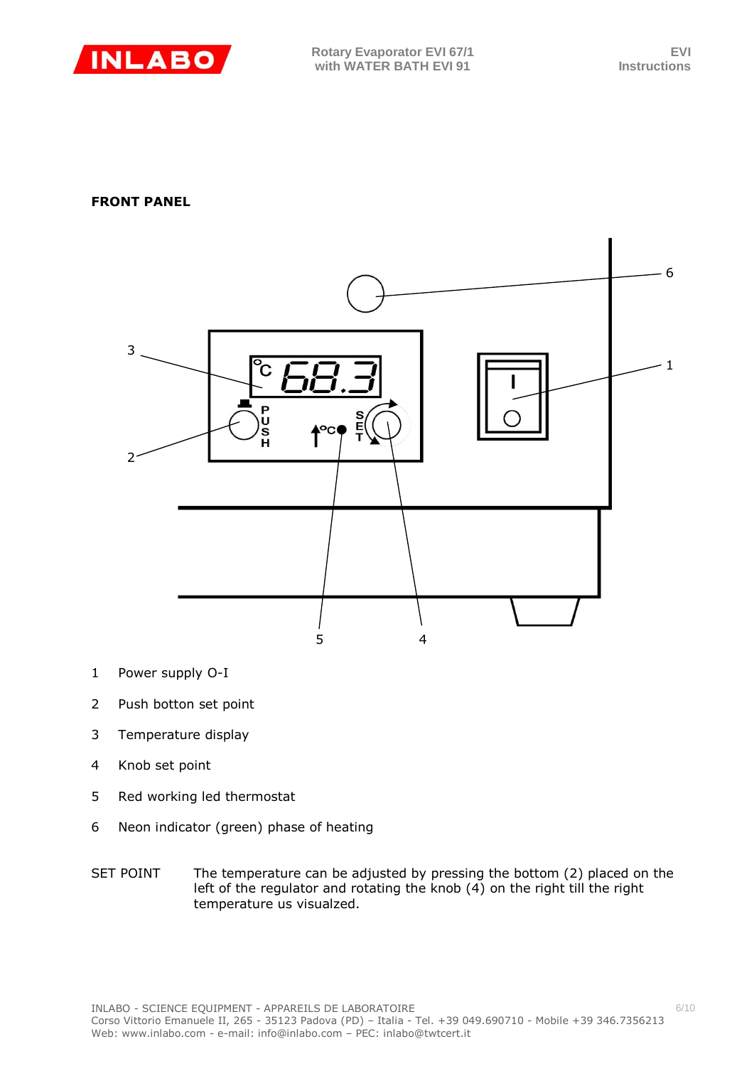## FRONT PANEL

1 Power supply O-I

2 Push botton set point

3 Temperature display

4 Knob set point

5 Red working led thermostat

6 Neon indicator (green) phase of heating

SET POINT The temperature can be adjusted by pressing the bottom (2) placed on the left of the regulator and rotating the knob (4) on the right till the right temperature us visualzed.

INLABO - SCIENCE EQUIPMENT - APPAREILS DE LABORATOIRE
Corso Vittorio Emanuele II, 265 - 35123 Padova (PD) – Italia - Tel. +39 049.690710 - Mobile +39 346.7356213
Web: www.inlabo.com - e-mail: info@inlabo.com – PEC: inlabo@twtcert.it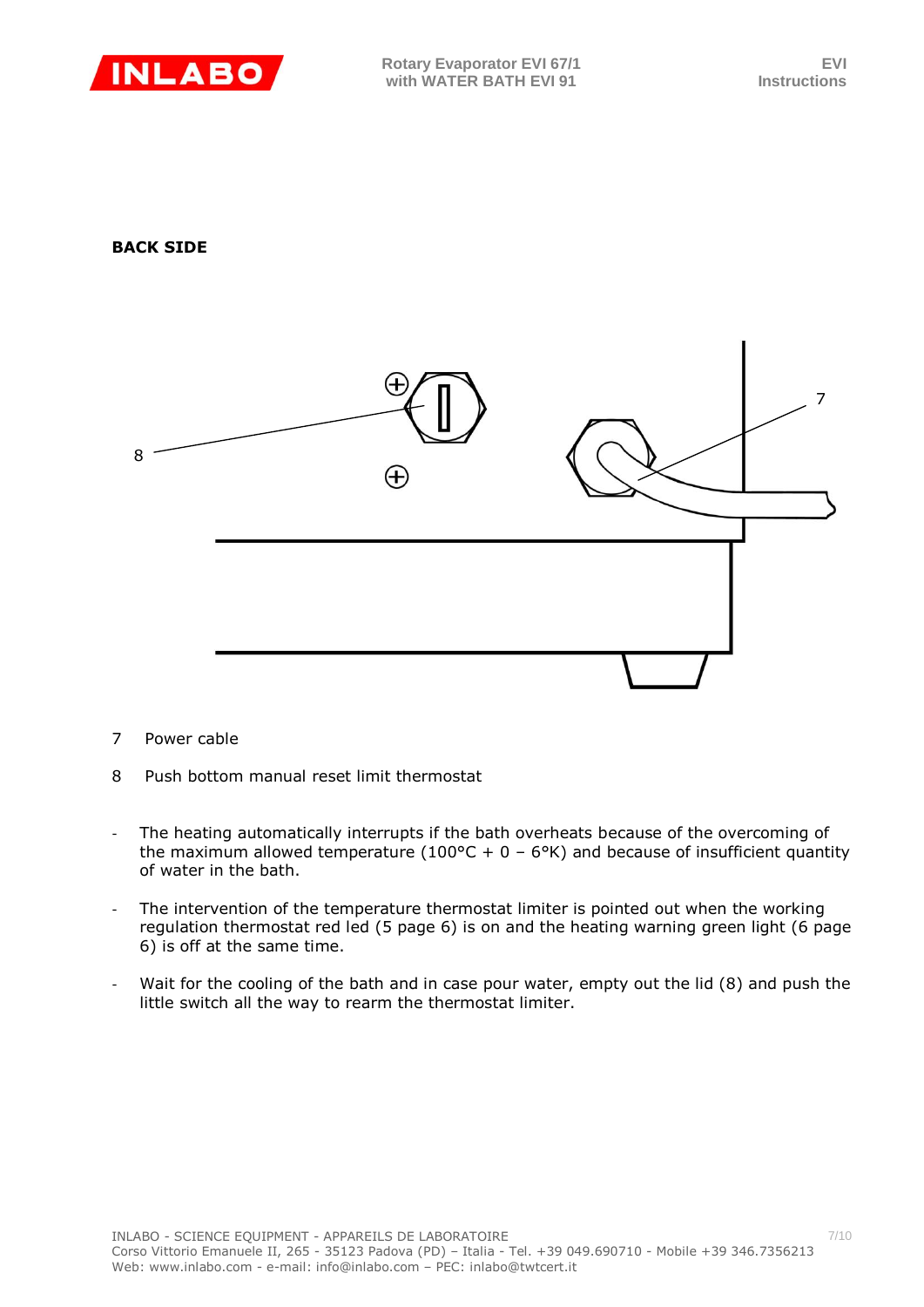**BACK SIDE**

7 Power cable

8 Push bottom manual reset limit thermostat

- The heating automatically interrupts if the bath overheats because of the overcoming of the maximum allowed temperature (100°C + 0 – 6°K) and because of insufficient quantity of water in the bath.
- The intervention of the temperature thermostat limiter is pointed out when the working regulation thermostat red led (5 page 6) is on and the heating warning green light (6 page 6) is off at the same time.
- Wait for the cooling of the bath and in case pour water, empty out the lid (8) and push the little switch all the way to rearm the thermostat limiter.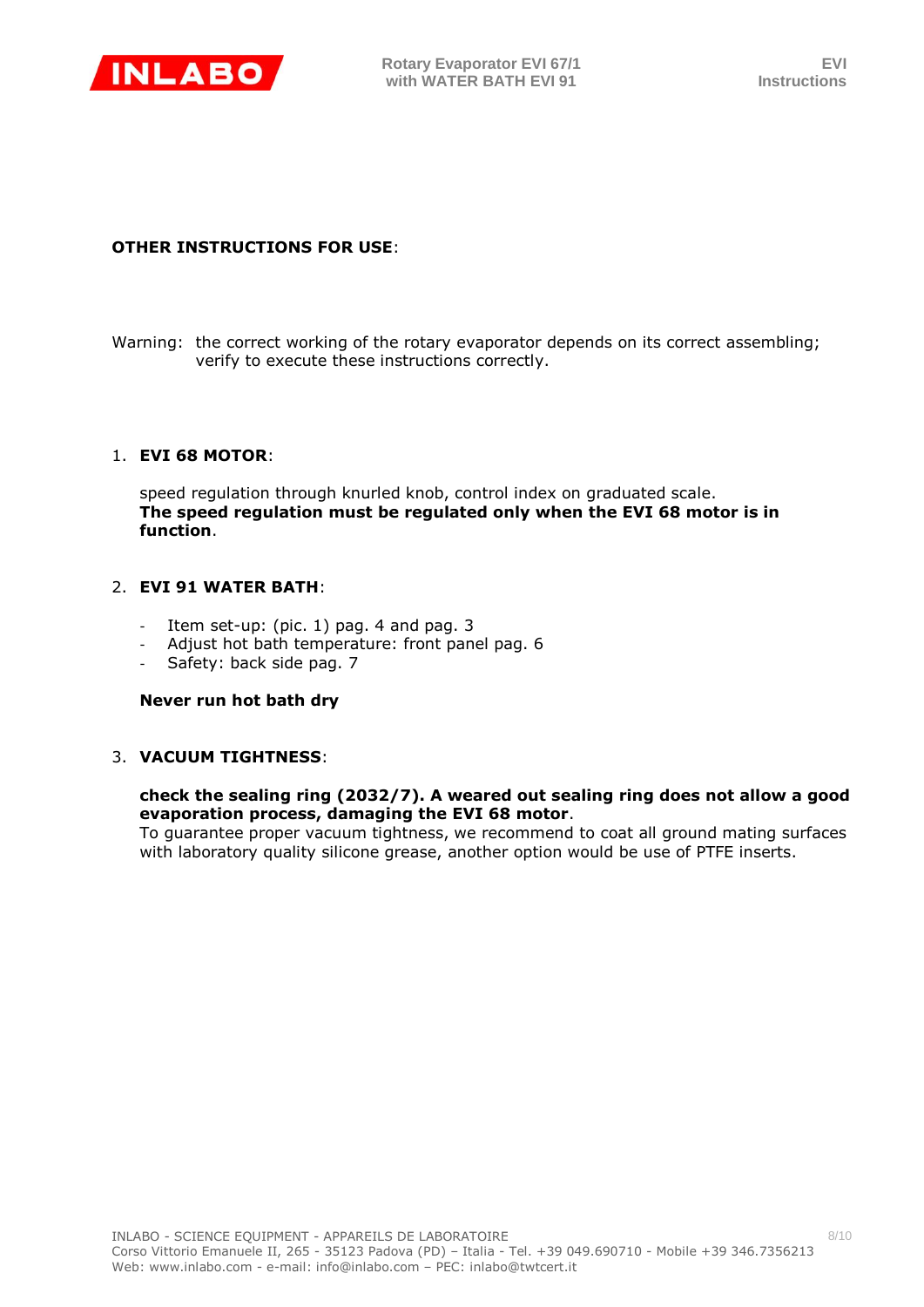**OTHER INSTRUCTIONS FOR USE**:

Warning: the correct working of the rotary evaporator depends on its correct assembling; verify to execute these instructions correctly.

1. **EVI 68 MOTOR**:

   speed regulation through knurled knob, control index on graduated scale.
   **The speed regulation must be regulated only when the EVI 68 motor is in function**.

2. **EVI 91 WATER BATH**:

   - Item set-up: (pic. 1) pag. 4 and pag. 3
   - Adjust hot bath temperature: front panel pag. 6
   - Safety: back side pag. 7

   **Never run hot bath dry**

3. **VACUUM TIGHTNESS**:

   **check the sealing ring (2032/7). A weared out sealing ring does not allow a good evaporation process, damaging the EVI 68 motor**.
   To guarantee proper vacuum tightness, we recommend to coat all ground mating surfaces with laboratory quality silicone grease, another option would be use of PTFE inserts.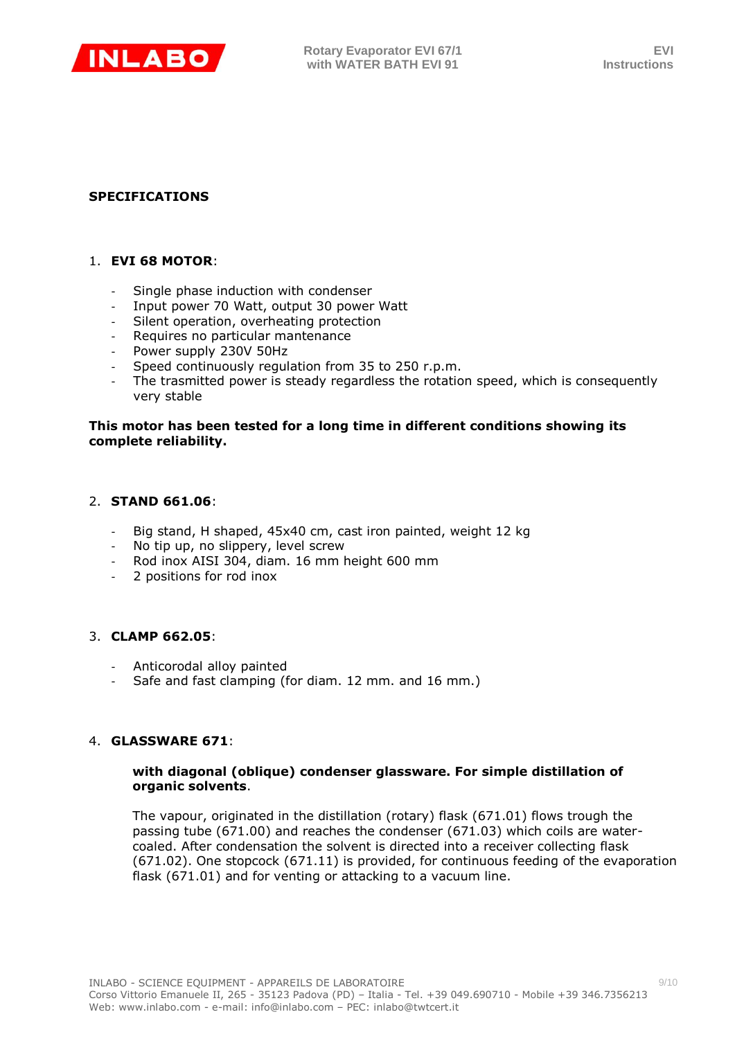## SPECIFICATIONS

1. **EVI 68 MOTOR**:

   - Single phase induction with condenser
   - Input power 70 Watt, output 30 power Watt
   - Silent operation, overheating protection
   - Requires no particular mantenance
   - Power supply 230V 50Hz
   - Speed continuously regulation from 35 to 250 r.p.m.
   - The trasmitted power is steady regardless the rotation speed, which is consequently very stable

**This motor has been tested for a long time in different conditions showing its complete reliability.**

2. **STAND 661.06**:

   - Big stand, H shaped, 45x40 cm, cast iron painted, weight 12 kg
   - No tip up, no slippery, level screw
   - Rod inox AISI 304, diam. 16 mm height 600 mm
   - 2 positions for rod inox

3. **CLAMP 662.05**:

   - Anticorodal alloy painted
   - Safe and fast clamping (for diam. 12 mm. and 16 mm.)

4. **GLASSWARE 671**:

   **with diagonal (oblique) condenser glassware. For simple distillation of organic solvents**.

   The vapour, originated in the distillation (rotary) flask (671.01) flows trough the passing tube (671.00) and reaches the condenser (671.03) which coils are water-coaled. After condensation the solvent is directed into a receiver collecting flask (671.02). One stopcock (671.11) is provided, for continuous feeding of the evaporation flask (671.01) and for venting or attacking to a vacuum line.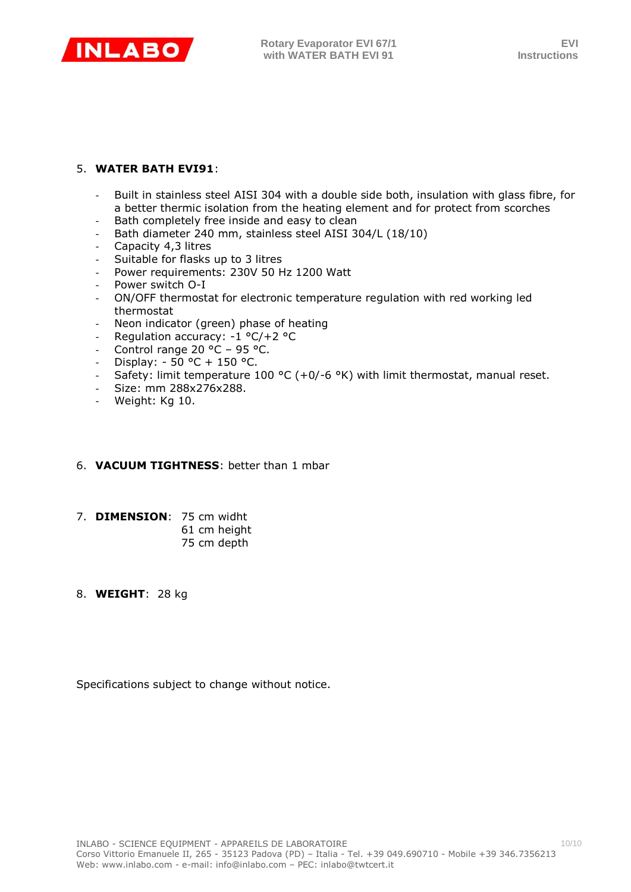5. **WATER BATH EVI91**:

- Built in stainless steel AISI 304 with a double side both, insulation with glass fibre, for a better thermic isolation from the heating element and for protect from scorches
- Bath completely free inside and easy to clean
- Bath diameter 240 mm, stainless steel AISI 304/L (18/10)
- Capacity 4,3 litres
- Suitable for flasks up to 3 litres
- Power requirements: 230V 50 Hz 1200 Watt
- Power switch O-I
- ON/OFF thermostat for electronic temperature regulation with red working led thermostat
- Neon indicator (green) phase of heating
- Regulation accuracy: -1 °C/+2 °C
- Control range 20 °C – 95 °C.
- Display: - 50 °C + 150 °C.
- Safety: limit temperature 100 °C (+0/-6 °K) with limit thermostat, manual reset.
- Size: mm 288x276x288.
- Weight: Kg 10.

6. **VACUUM TIGHTNESS**: better than 1 mbar

7. **DIMENSION**: 75 cm widht
   61 cm height
   75 cm depth

8. **WEIGHT**: 28 kg

Specifications subject to change without notice.

INLABO - SCIENCE EQUIPMENT - APPAREILS DE LABORATOIRE
Corso Vittorio Emanuele II, 265 - 35123 Padova (PD) – Italia - Tel. +39 049.690710 - Mobile +39 346.7356213
Web: www.inlabo.com - e-mail: info@inlabo.com – PEC: inlabo@twtcert.it